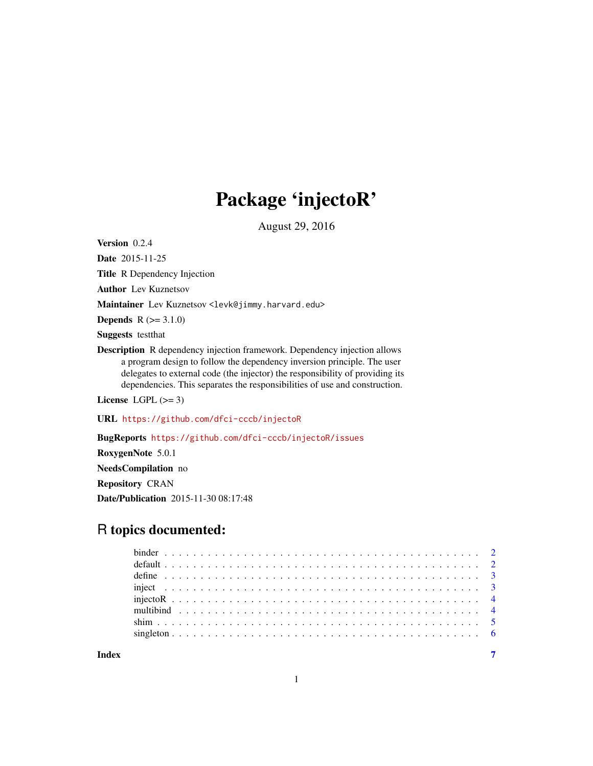# Package 'injectoR'

August 29, 2016

**Version** 0.2.4

**Date** 2015-11-25

**Title** R Dependency Injection

**Author** Lev Kuznetsov

**Maintainer** Lev Kuznetsov <levk@jimmy.harvard.edu>

**Depends** R (>= 3.1.0)

**Suggests** testthat

**Description** R dependency injection framework. Dependency injection allows a program design to follow the dependency inversion principle. The user delegates to external code (the injector) the responsibility of providing its dependencies. This separates the responsibilities of use and construction.

**License** LGPL (>= 3)

**URL** https://github.com/dfci-cccb/injectoR

**BugReports** https://github.com/dfci-cccb/injectoR/issues

**RoxygenNote** 5.0.1

**NeedsCompilation** no

**Repository** CRAN

**Date/Publication** 2015-11-30 08:17:48

## R topics documented:

- binder . . . . . . . . . . . . . . . . . . . . . . . . . . . . . . . . . . . . . . . . . . 2
- default . . . . . . . . . . . . . . . . . . . . . . . . . . . . . . . . . . . . . . . . . . 2
- define . . . . . . . . . . . . . . . . . . . . . . . . . . . . . . . . . . . . . . . . . . 3
- inject . . . . . . . . . . . . . . . . . . . . . . . . . . . . . . . . . . . . . . . . . . 3
- injectoR . . . . . . . . . . . . . . . . . . . . . . . . . . . . . . . . . . . . . . . . . 4
- multibind . . . . . . . . . . . . . . . . . . . . . . . . . . . . . . . . . . . . . . . . 4
- shim . . . . . . . . . . . . . . . . . . . . . . . . . . . . . . . . . . . . . . . . . . 5
- singleton . . . . . . . . . . . . . . . . . . . . . . . . . . . . . . . . . . . . . . . . 6

**Index** 7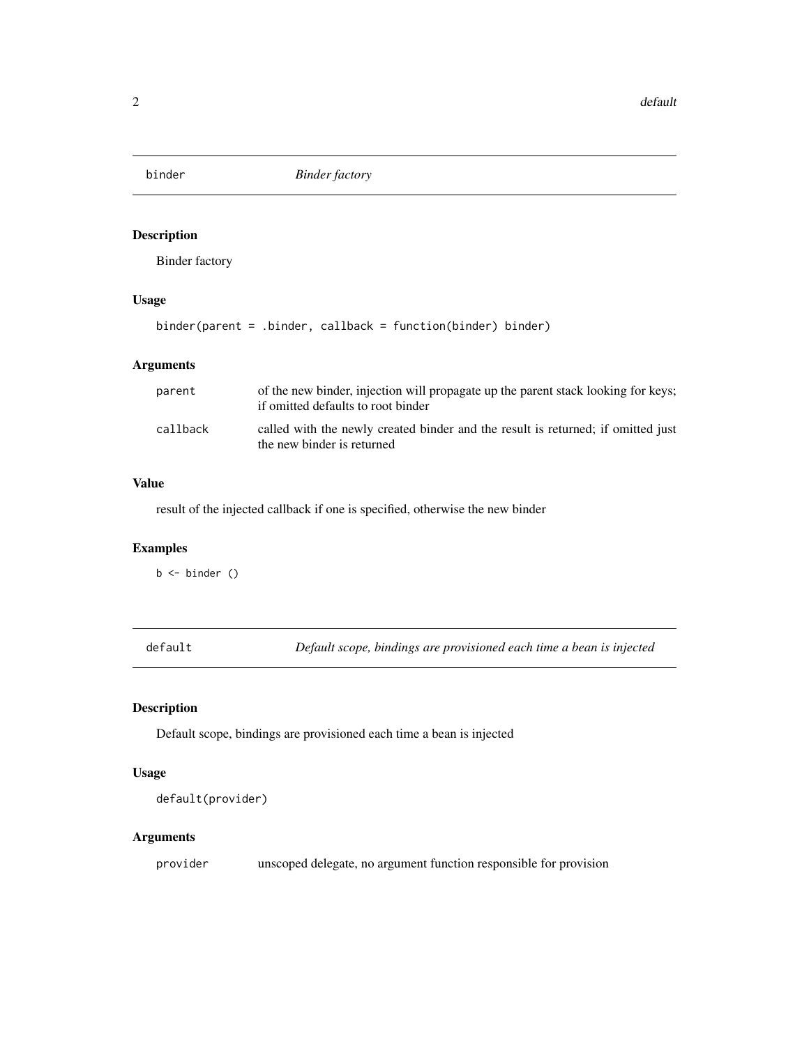## binder — *Binder factory*

### Description

Binder factory

### Usage

```
binder(parent = .binder, callback = function(binder) binder)
```

### Arguments

| | |
|---|---|
| parent | of the new binder, injection will propagate up the parent stack looking for keys; if omitted defaults to root binder |
| callback | called with the newly created binder and the result is returned; if omitted just the new binder is returned |

### Value

result of the injected callback if one is specified, otherwise the new binder

### Examples

```
b <- binder ()
```

## default — *Default scope, bindings are provisioned each time a bean is injected*

### Description

Default scope, bindings are provisioned each time a bean is injected

### Usage

```
default(provider)
```

### Arguments

| | |
|---|---|
| provider | unscoped delegate, no argument function responsible for provision |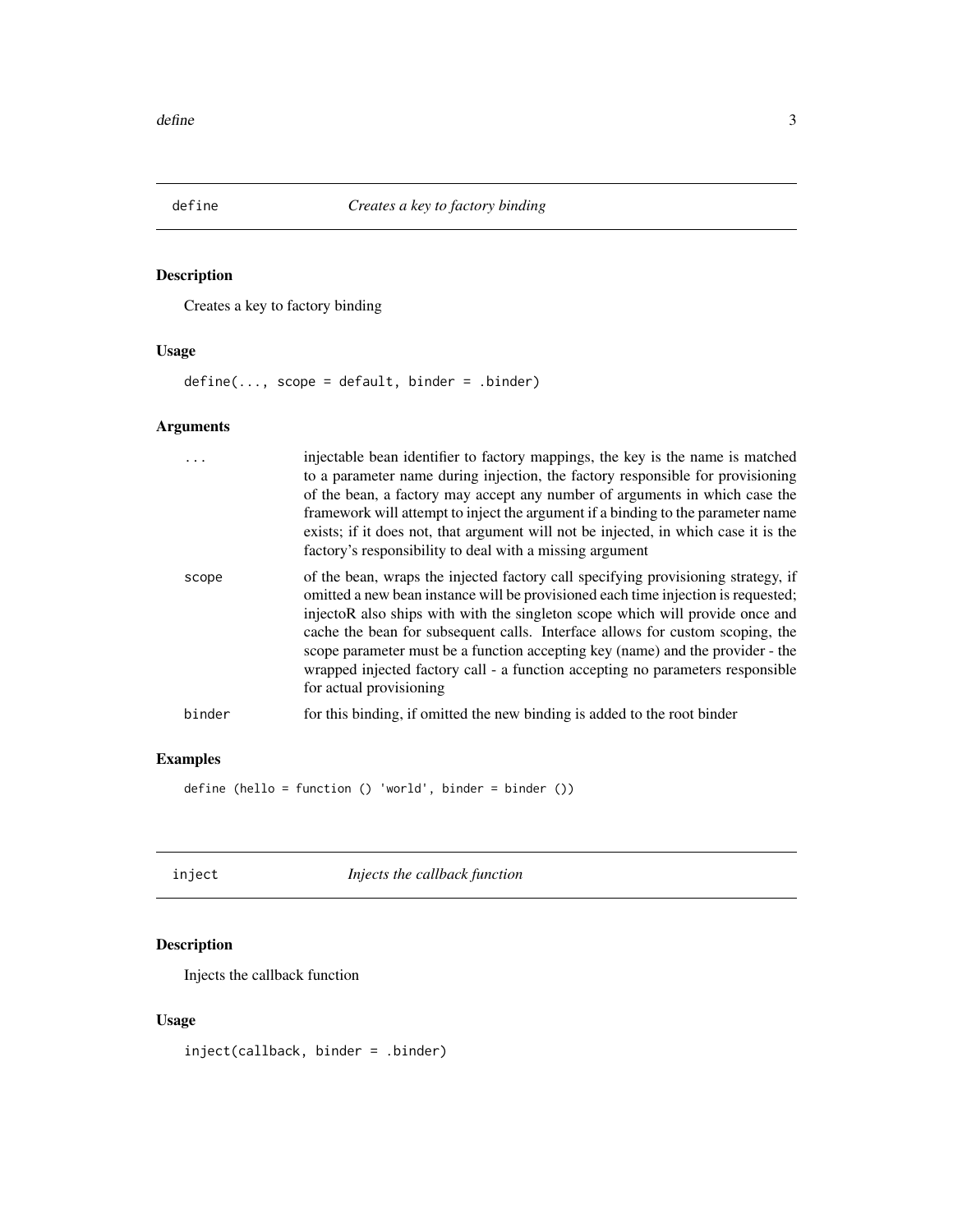## define — *Creates a key to factory binding*

### Description

Creates a key to factory binding

### Usage

```
define(..., scope = default, binder = .binder)
```

### Arguments

| | |
|---|---|
| `...` | injectable bean identifier to factory mappings, the key is the name is matched to a parameter name during injection, the factory responsible for provisioning of the bean, a factory may accept any number of arguments in which case the framework will attempt to inject the argument if a binding to the parameter name exists; if it does not, that argument will not be injected, in which case it is the factory's responsibility to deal with a missing argument |
| `scope` | of the bean, wraps the injected factory call specifying provisioning strategy, if omitted a new bean instance will be provisioned each time injection is requested; injectoR also ships with with the singleton scope which will provide once and cache the bean for subsequent calls. Interface allows for custom scoping, the scope parameter must be a function accepting key (name) and the provider - the wrapped injected factory call - a function accepting no parameters responsible for actual provisioning |
| `binder` | for this binding, if omitted the new binding is added to the root binder |

### Examples

```
define (hello = function () 'world', binder = binder ())
```

## inject — *Injects the callback function*

### Description

Injects the callback function

### Usage

```
inject(callback, binder = .binder)
```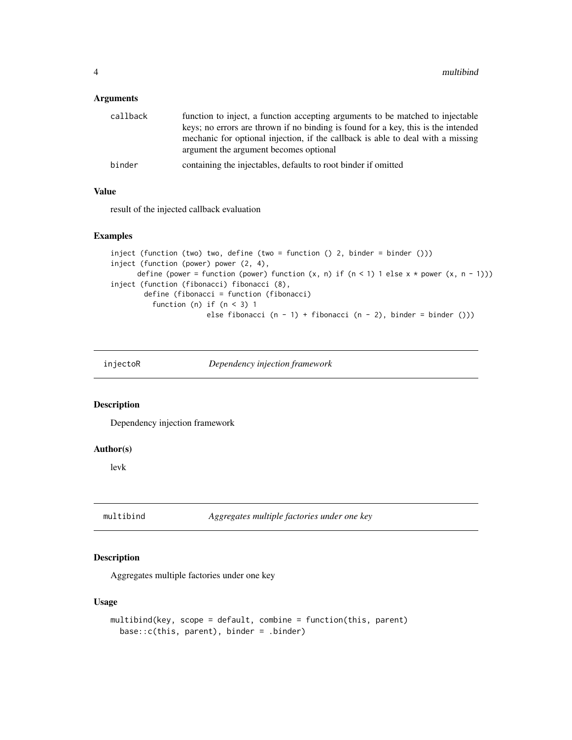### Arguments

| | |
|---|---|
| callback | function to inject, a function accepting arguments to be matched to injectable keys; no errors are thrown if no binding is found for a key, this is the intended mechanic for optional injection, if the callback is able to deal with a missing argument the argument becomes optional |
| binder | containing the injectables, defaults to root binder if omitted |

### Value

result of the injected callback evaluation

### Examples

```
inject (function (two) two, define (two = function () 2, binder = binder ()))
inject (function (power) power (2, 4),
      define (power = function (power) function (x, n) if (n < 1) 1 else x * power (x, n - 1)))
inject (function (fibonacci) fibonacci (8),
        define (fibonacci = function (fibonacci)
          function (n) if (n < 3) 1
                       else fibonacci (n - 1) + fibonacci (n - 2), binder = binder ()))
```

## injectoR — *Dependency injection framework*

### Description

Dependency injection framework

### Author(s)

levk

## multibind — *Aggregates multiple factories under one key*

### Description

Aggregates multiple factories under one key

### Usage

```
multibind(key, scope = default, combine = function(this, parent)
  base::c(this, parent), binder = .binder)
```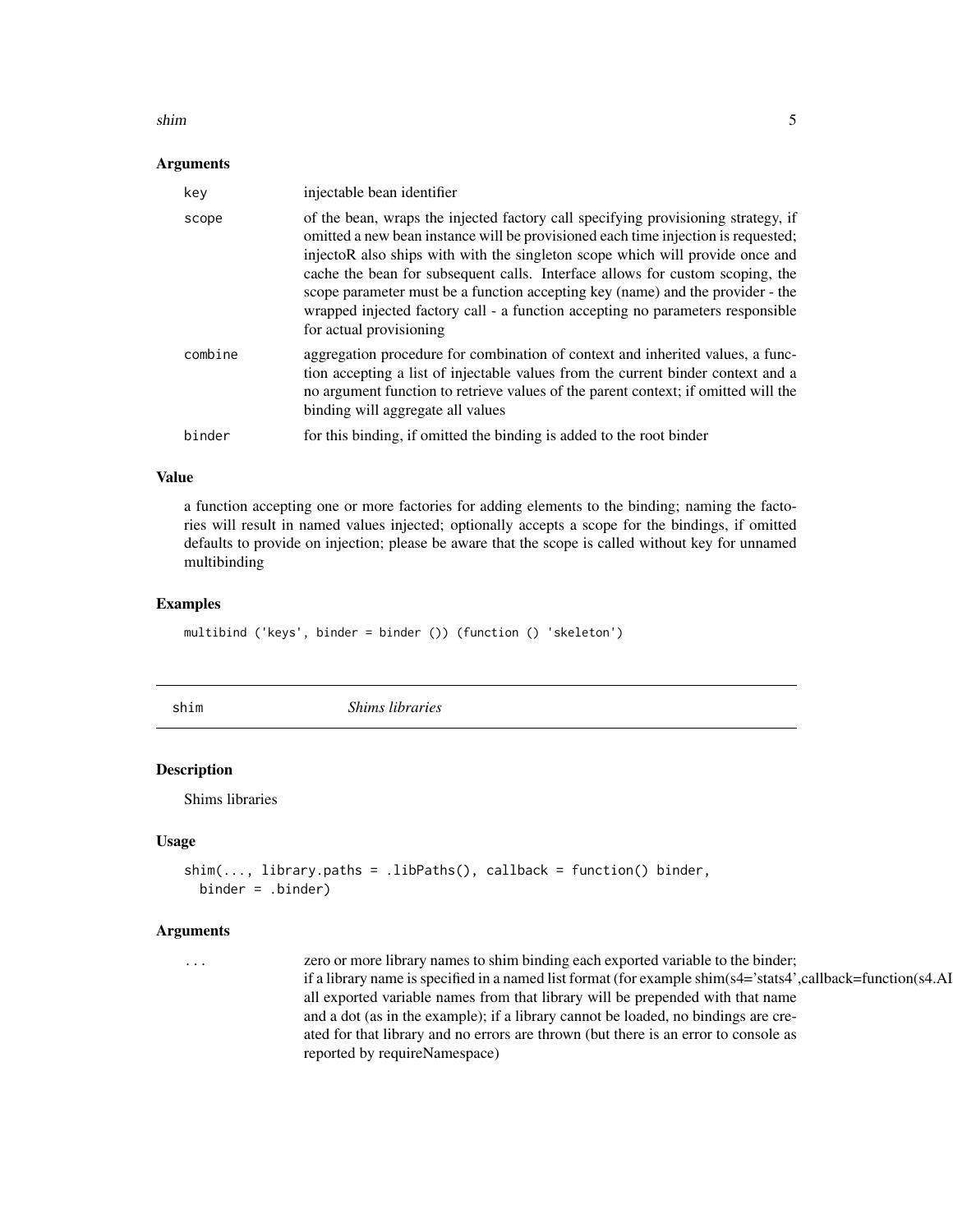### Arguments

| | |
|---|---|
| key | injectable bean identifier |
| scope | of the bean, wraps the injected factory call specifying provisioning strategy, if omitted a new bean instance will be provisioned each time injection is requested; injectoR also ships with with the singleton scope which will provide once and cache the bean for subsequent calls. Interface allows for custom scoping, the scope parameter must be a function accepting key (name) and the provider - the wrapped injected factory call - a function accepting no parameters responsible for actual provisioning |
| combine | aggregation procedure for combination of context and inherited values, a function accepting a list of injectable values from the current binder context and a no argument function to retrieve values of the parent context; if omitted will the binding will aggregate all values |
| binder | for this binding, if omitted the binding is added to the root binder |

### Value

a function accepting one or more factories for adding elements to the binding; naming the factories will result in named values injected; optionally accepts a scope for the bindings, if omitted defaults to provide on injection; please be aware that the scope is called without key for unnamed multibinding

### Examples

```
multibind ('keys', binder = binder ()) (function () 'skeleton')
```

---

## shim — *Shims libraries*

### Description

Shims libraries

### Usage

```
shim(..., library.paths = .libPaths(), callback = function() binder,
  binder = .binder)
```

### Arguments

| | |
|---|---|
| ... | zero or more library names to shim binding each exported variable to the binder; if a library name is specified in a named list format (for example shim(s4='stats4',callback=function(s4.AI all exported variable names from that library will be prepended with that name and a dot (as in the example); if a library cannot be loaded, no bindings are created for that library and no errors are thrown (but there is an error to console as reported by requireNamespace) |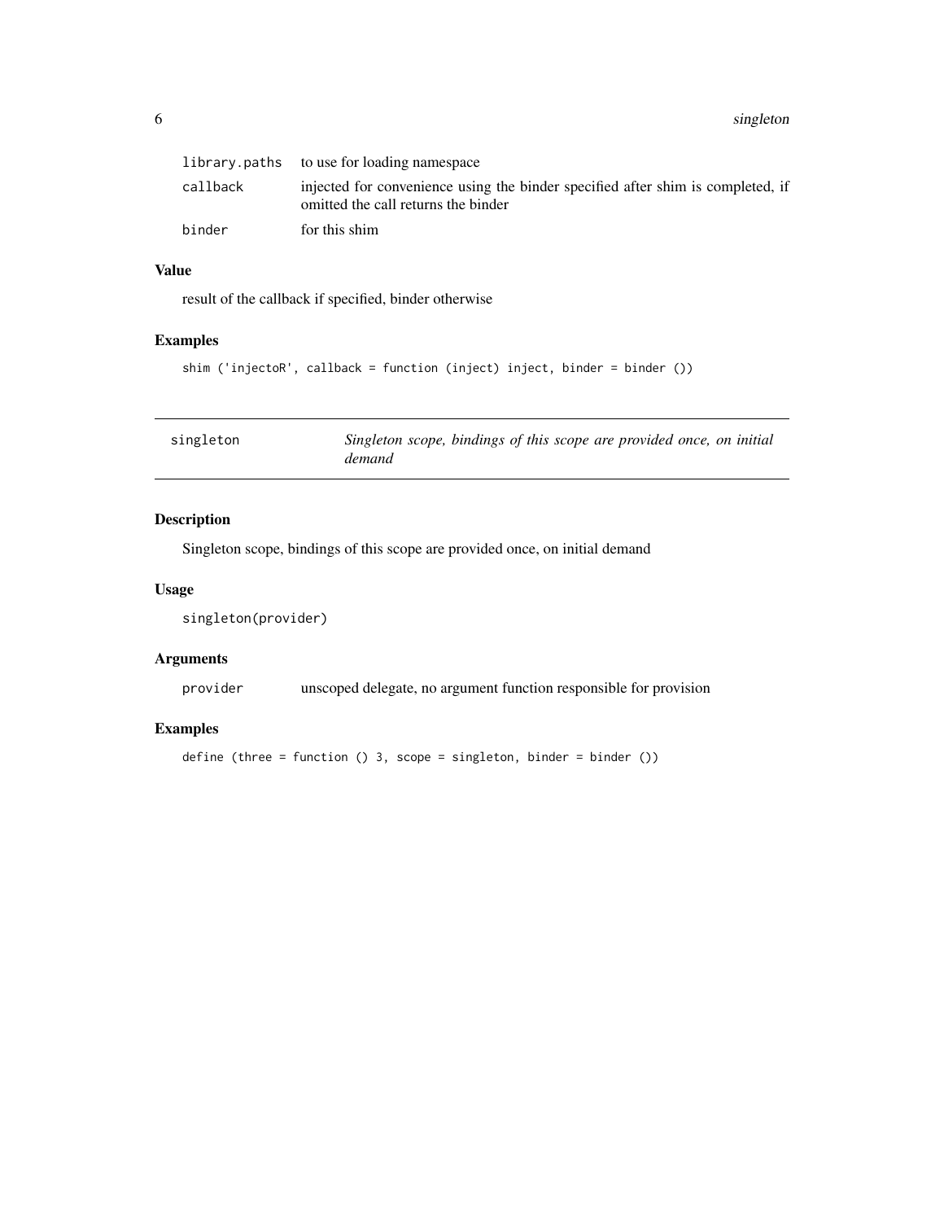| | |
|---|---|
| library.paths | to use for loading namespace |
| callback | injected for convenience using the binder specified after shim is completed, if omitted the call returns the binder |
| binder | for this shim |

### Value

result of the callback if specified, binder otherwise

### Examples

```
shim ('injectoR', callback = function (inject) inject, binder = binder ())
```

---

## singleton — *Singleton scope, bindings of this scope are provided once, on initial demand*

---

### Description

Singleton scope, bindings of this scope are provided once, on initial demand

### Usage

```
singleton(provider)
```

### Arguments

| | |
|---|---|
| provider | unscoped delegate, no argument function responsible for provision |

### Examples

```
define (three = function () 3, scope = singleton, binder = binder ())
```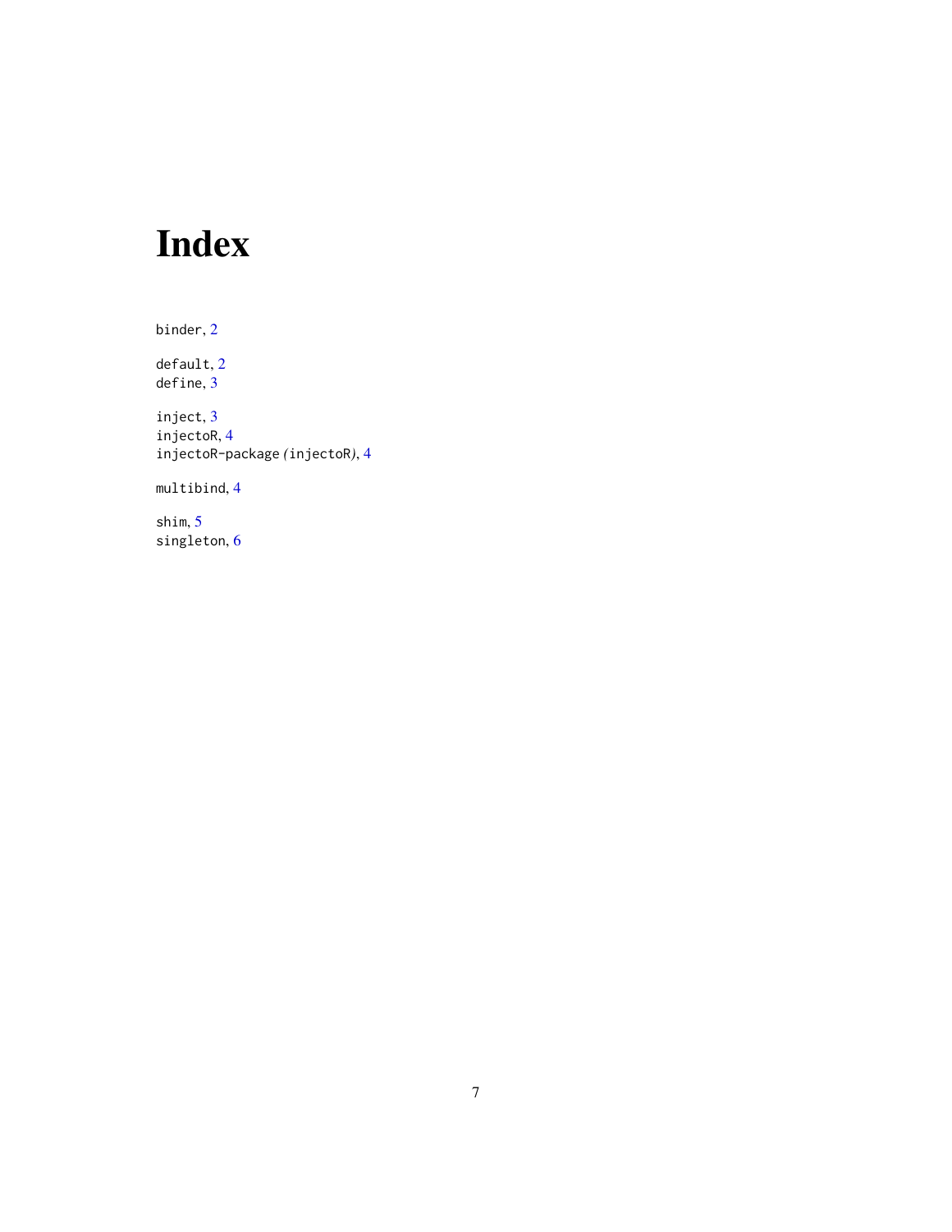# Index

binder, 2

default, 2
define, 3

inject, 3
injectoR, 4
injectoR-package (injectoR), 4

multibind, 4

shim, 5
singleton, 6